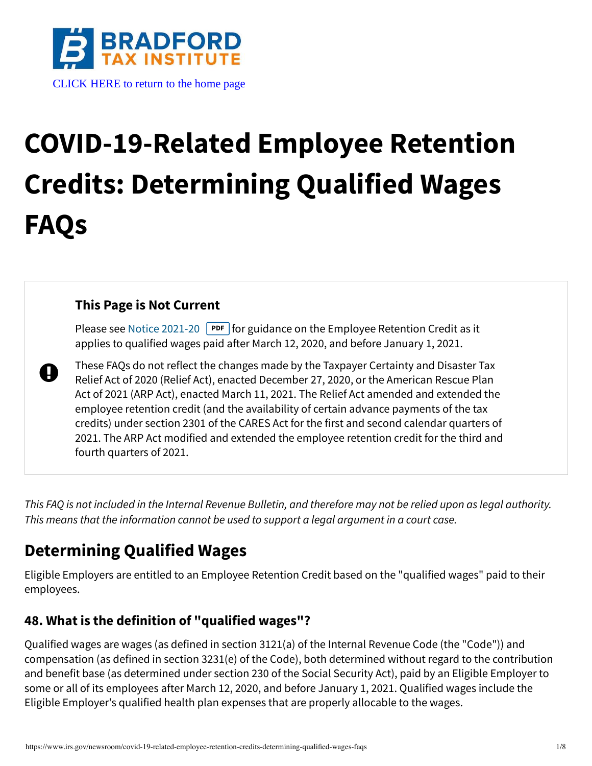BRADFORD TAX INSTITUTE

CLICK HERE to return to the home page

# COVID-19-Related Employee Retention Credits: Determining Qualified Wages FAQs

### This Page is Not Current

Please see Notice 2021-20 PDF for guidance on the Employee Retention Credit as it applies to qualified wages paid after March 12, 2020, and before January 1, 2021.

These FAQs do not reflect the changes made by the Taxpayer Certainty and Disaster Tax Relief Act of 2020 (Relief Act), enacted December 27, 2020, or the American Rescue Plan Act of 2021 (ARP Act), enacted March 11, 2021. The Relief Act amended and extended the employee retention credit (and the availability of certain advance payments of the tax credits) under section 2301 of the CARES Act for the first and second calendar quarters of 2021. The ARP Act modified and extended the employee retention credit for the third and fourth quarters of 2021.

*This FAQ is not included in the Internal Revenue Bulletin, and therefore may not be relied upon as legal authority. This means that the information cannot be used to support a legal argument in a court case.*

## Determining Qualified Wages

Eligible Employers are entitled to an Employee Retention Credit based on the "qualified wages" paid to their employees.

### 48. What is the definition of "qualified wages"?

Qualified wages are wages (as defined in section 3121(a) of the Internal Revenue Code (the "Code")) and compensation (as defined in section 3231(e) of the Code), both determined without regard to the contribution and benefit base (as determined under section 230 of the Social Security Act), paid by an Eligible Employer to some or all of its employees after March 12, 2020, and before January 1, 2021. Qualified wages include the Eligible Employer's qualified health plan expenses that are properly allocable to the wages.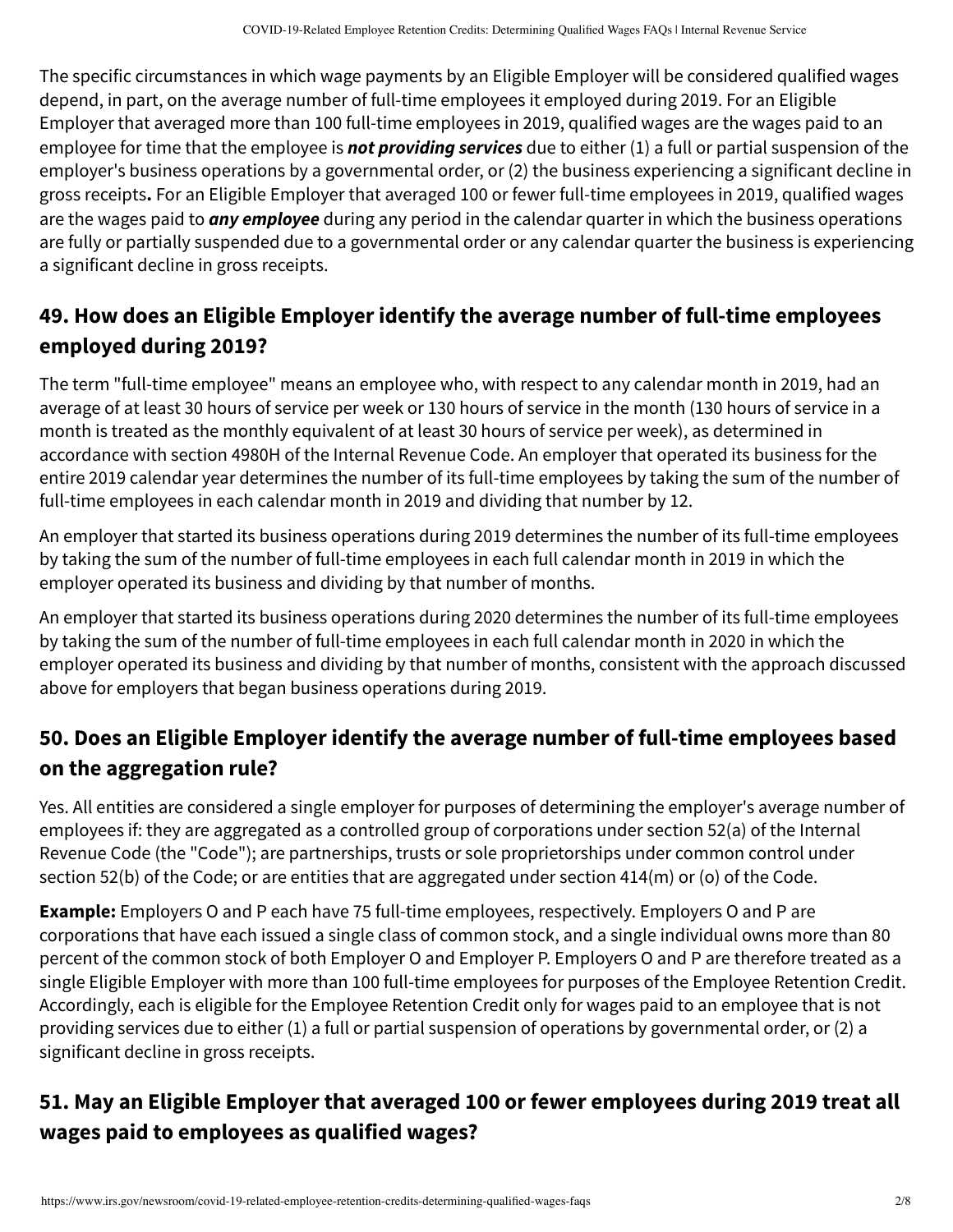The specific circumstances in which wage payments by an Eligible Employer will be considered qualified wages depend, in part, on the average number of full-time employees it employed during 2019. For an Eligible Employer that averaged more than 100 full-time employees in 2019, qualified wages are the wages paid to an employee for time that the employee is ***not providing services*** due to either (1) a full or partial suspension of the employer's business operations by a governmental order, or (2) the business experiencing a significant decline in gross receipts**.** For an Eligible Employer that averaged 100 or fewer full-time employees in 2019, qualified wages are the wages paid to ***any employee*** during any period in the calendar quarter in which the business operations are fully or partially suspended due to a governmental order or any calendar quarter the business is experiencing a significant decline in gross receipts.

## 49. How does an Eligible Employer identify the average number of full-time employees employed during 2019?

The term "full-time employee" means an employee who, with respect to any calendar month in 2019, had an average of at least 30 hours of service per week or 130 hours of service in the month (130 hours of service in a month is treated as the monthly equivalent of at least 30 hours of service per week), as determined in accordance with section 4980H of the Internal Revenue Code. An employer that operated its business for the entire 2019 calendar year determines the number of its full-time employees by taking the sum of the number of full-time employees in each calendar month in 2019 and dividing that number by 12.

An employer that started its business operations during 2019 determines the number of its full-time employees by taking the sum of the number of full-time employees in each full calendar month in 2019 in which the employer operated its business and dividing by that number of months.

An employer that started its business operations during 2020 determines the number of its full-time employees by taking the sum of the number of full-time employees in each full calendar month in 2020 in which the employer operated its business and dividing by that number of months, consistent with the approach discussed above for employers that began business operations during 2019.

## 50. Does an Eligible Employer identify the average number of full-time employees based on the aggregation rule?

Yes. All entities are considered a single employer for purposes of determining the employer's average number of employees if: they are aggregated as a controlled group of corporations under section 52(a) of the Internal Revenue Code (the "Code"); are partnerships, trusts or sole proprietorships under common control under section 52(b) of the Code; or are entities that are aggregated under section 414(m) or (o) of the Code.

**Example:** Employers O and P each have 75 full-time employees, respectively. Employers O and P are corporations that have each issued a single class of common stock, and a single individual owns more than 80 percent of the common stock of both Employer O and Employer P. Employers O and P are therefore treated as a single Eligible Employer with more than 100 full-time employees for purposes of the Employee Retention Credit. Accordingly, each is eligible for the Employee Retention Credit only for wages paid to an employee that is not providing services due to either (1) a full or partial suspension of operations by governmental order, or (2) a significant decline in gross receipts.

## 51. May an Eligible Employer that averaged 100 or fewer employees during 2019 treat all wages paid to employees as qualified wages?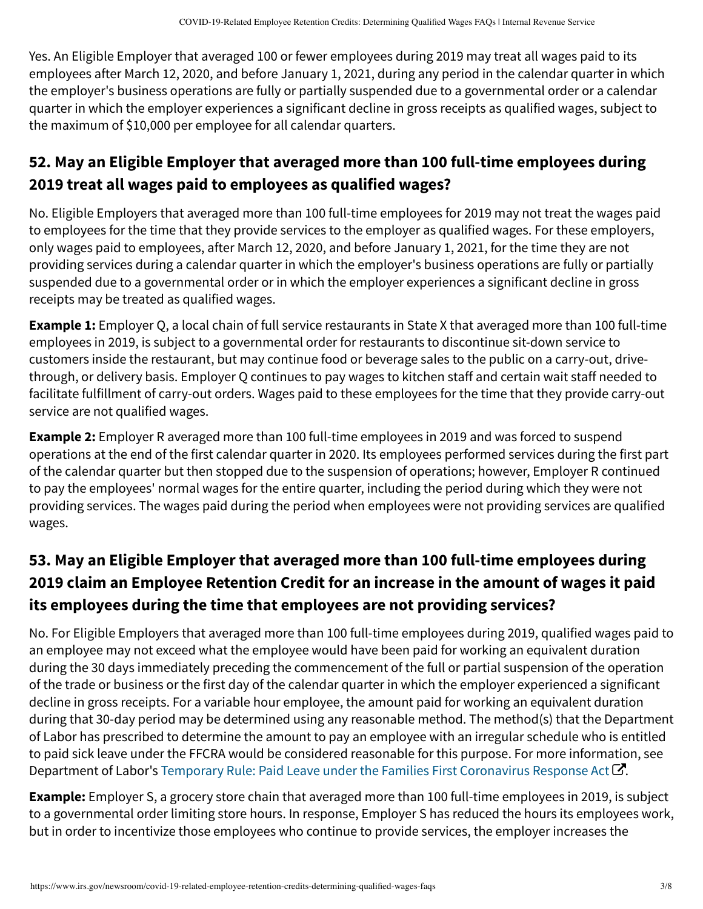Yes. An Eligible Employer that averaged 100 or fewer employees during 2019 may treat all wages paid to its employees after March 12, 2020, and before January 1, 2021, during any period in the calendar quarter in which the employer's business operations are fully or partially suspended due to a governmental order or a calendar quarter in which the employer experiences a significant decline in gross receipts as qualified wages, subject to the maximum of $10,000 per employee for all calendar quarters.

## 52. May an Eligible Employer that averaged more than 100 full-time employees during 2019 treat all wages paid to employees as qualified wages?

No. Eligible Employers that averaged more than 100 full-time employees for 2019 may not treat the wages paid to employees for the time that they provide services to the employer as qualified wages. For these employers, only wages paid to employees, after March 12, 2020, and before January 1, 2021, for the time they are not providing services during a calendar quarter in which the employer's business operations are fully or partially suspended due to a governmental order or in which the employer experiences a significant decline in gross receipts may be treated as qualified wages.

**Example 1:** Employer Q, a local chain of full service restaurants in State X that averaged more than 100 full-time employees in 2019, is subject to a governmental order for restaurants to discontinue sit-down service to customers inside the restaurant, but may continue food or beverage sales to the public on a carry-out, drive-through, or delivery basis. Employer Q continues to pay wages to kitchen staff and certain wait staff needed to facilitate fulfillment of carry-out orders. Wages paid to these employees for the time that they provide carry-out service are not qualified wages.

**Example 2:** Employer R averaged more than 100 full-time employees in 2019 and was forced to suspend operations at the end of the first calendar quarter in 2020. Its employees performed services during the first part of the calendar quarter but then stopped due to the suspension of operations; however, Employer R continued to pay the employees' normal wages for the entire quarter, including the period during which they were not providing services. The wages paid during the period when employees were not providing services are qualified wages.

## 53. May an Eligible Employer that averaged more than 100 full-time employees during 2019 claim an Employee Retention Credit for an increase in the amount of wages it paid its employees during the time that employees are not providing services?

No. For Eligible Employers that averaged more than 100 full-time employees during 2019, qualified wages paid to an employee may not exceed what the employee would have been paid for working an equivalent duration during the 30 days immediately preceding the commencement of the full or partial suspension of the operation of the trade or business or the first day of the calendar quarter in which the employer experienced a significant decline in gross receipts. For a variable hour employee, the amount paid for working an equivalent duration during that 30-day period may be determined using any reasonable method. The method(s) that the Department of Labor has prescribed to determine the amount to pay an employee with an irregular schedule who is entitled to paid sick leave under the FFCRA would be considered reasonable for this purpose. For more information, see Department of Labor's Temporary Rule: Paid Leave under the Families First Coronavirus Response Act.

**Example:** Employer S, a grocery store chain that averaged more than 100 full-time employees in 2019, is subject to a governmental order limiting store hours. In response, Employer S has reduced the hours its employees work, but in order to incentivize those employees who continue to provide services, the employer increases the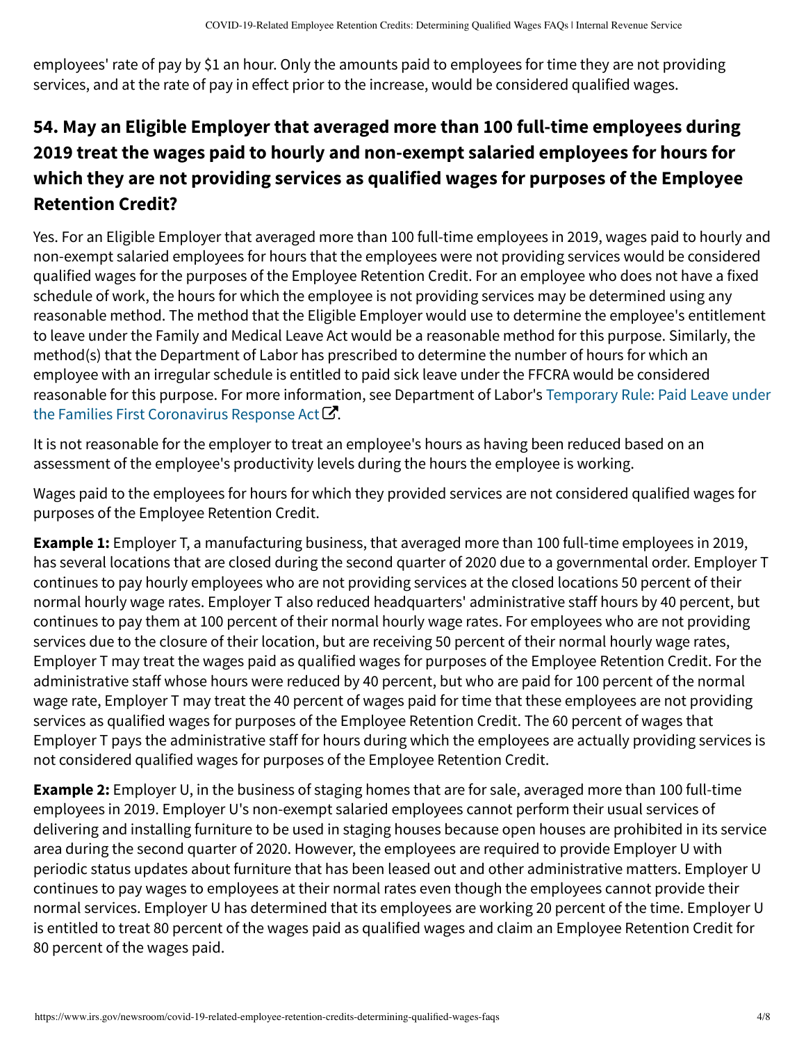employees' rate of pay by $1 an hour. Only the amounts paid to employees for time they are not providing services, and at the rate of pay in effect prior to the increase, would be considered qualified wages.

## 54. May an Eligible Employer that averaged more than 100 full-time employees during 2019 treat the wages paid to hourly and non-exempt salaried employees for hours for which they are not providing services as qualified wages for purposes of the Employee Retention Credit?

Yes. For an Eligible Employer that averaged more than 100 full-time employees in 2019, wages paid to hourly and non-exempt salaried employees for hours that the employees were not providing services would be considered qualified wages for the purposes of the Employee Retention Credit. For an employee who does not have a fixed schedule of work, the hours for which the employee is not providing services may be determined using any reasonable method. The method that the Eligible Employer would use to determine the employee's entitlement to leave under the Family and Medical Leave Act would be a reasonable method for this purpose. Similarly, the method(s) that the Department of Labor has prescribed to determine the number of hours for which an employee with an irregular schedule is entitled to paid sick leave under the FFCRA would be considered reasonable for this purpose. For more information, see Department of Labor's Temporary Rule: Paid Leave under the Families First Coronavirus Response Act.

It is not reasonable for the employer to treat an employee's hours as having been reduced based on an assessment of the employee's productivity levels during the hours the employee is working.

Wages paid to the employees for hours for which they provided services are not considered qualified wages for purposes of the Employee Retention Credit.

**Example 1:** Employer T, a manufacturing business, that averaged more than 100 full-time employees in 2019, has several locations that are closed during the second quarter of 2020 due to a governmental order. Employer T continues to pay hourly employees who are not providing services at the closed locations 50 percent of their normal hourly wage rates. Employer T also reduced headquarters' administrative staff hours by 40 percent, but continues to pay them at 100 percent of their normal hourly wage rates. For employees who are not providing services due to the closure of their location, but are receiving 50 percent of their normal hourly wage rates, Employer T may treat the wages paid as qualified wages for purposes of the Employee Retention Credit. For the administrative staff whose hours were reduced by 40 percent, but who are paid for 100 percent of the normal wage rate, Employer T may treat the 40 percent of wages paid for time that these employees are not providing services as qualified wages for purposes of the Employee Retention Credit. The 60 percent of wages that Employer T pays the administrative staff for hours during which the employees are actually providing services is not considered qualified wages for purposes of the Employee Retention Credit.

**Example 2:** Employer U, in the business of staging homes that are for sale, averaged more than 100 full-time employees in 2019. Employer U's non-exempt salaried employees cannot perform their usual services of delivering and installing furniture to be used in staging houses because open houses are prohibited in its service area during the second quarter of 2020. However, the employees are required to provide Employer U with periodic status updates about furniture that has been leased out and other administrative matters. Employer U continues to pay wages to employees at their normal rates even though the employees cannot provide their normal services. Employer U has determined that its employees are working 20 percent of the time. Employer U is entitled to treat 80 percent of the wages paid as qualified wages and claim an Employee Retention Credit for 80 percent of the wages paid.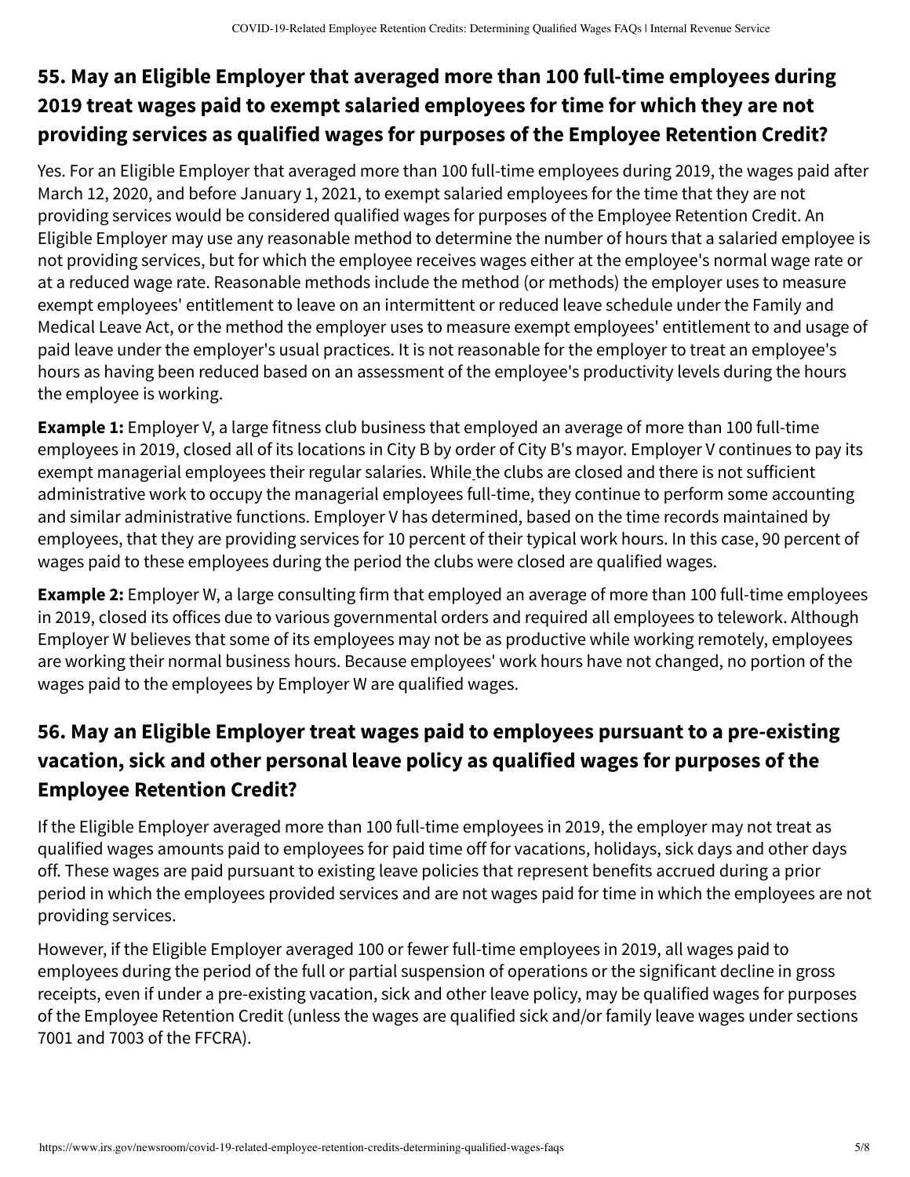## 55. May an Eligible Employer that averaged more than 100 full-time employees during 2019 treat wages paid to exempt salaried employees for time for which they are not providing services as qualified wages for purposes of the Employee Retention Credit?

Yes. For an Eligible Employer that averaged more than 100 full-time employees during 2019, the wages paid after March 12, 2020, and before January 1, 2021, to exempt salaried employees for the time that they are not providing services would be considered qualified wages for purposes of the Employee Retention Credit. An Eligible Employer may use any reasonable method to determine the number of hours that a salaried employee is not providing services, but for which the employee receives wages either at the employee's normal wage rate or at a reduced wage rate. Reasonable methods include the method (or methods) the employer uses to measure exempt employees' entitlement to leave on an intermittent or reduced leave schedule under the Family and Medical Leave Act, or the method the employer uses to measure exempt employees' entitlement to and usage of paid leave under the employer's usual practices. It is not reasonable for the employer to treat an employee's hours as having been reduced based on an assessment of the employee's productivity levels during the hours the employee is working.

**Example 1:** Employer V, a large fitness club business that employed an average of more than 100 full-time employees in 2019, closed all of its locations in City B by order of City B's mayor. Employer V continues to pay its exempt managerial employees their regular salaries. While the clubs are closed and there is not sufficient administrative work to occupy the managerial employees full-time, they continue to perform some accounting and similar administrative functions. Employer V has determined, based on the time records maintained by employees, that they are providing services for 10 percent of their typical work hours. In this case, 90 percent of wages paid to these employees during the period the clubs were closed are qualified wages.

**Example 2:** Employer W, a large consulting firm that employed an average of more than 100 full-time employees in 2019, closed its offices due to various governmental orders and required all employees to telework. Although Employer W believes that some of its employees may not be as productive while working remotely, employees are working their normal business hours. Because employees' work hours have not changed, no portion of the wages paid to the employees by Employer W are qualified wages.

## 56. May an Eligible Employer treat wages paid to employees pursuant to a pre-existing vacation, sick and other personal leave policy as qualified wages for purposes of the Employee Retention Credit?

If the Eligible Employer averaged more than 100 full-time employees in 2019, the employer may not treat as qualified wages amounts paid to employees for paid time off for vacations, holidays, sick days and other days off. These wages are paid pursuant to existing leave policies that represent benefits accrued during a prior period in which the employees provided services and are not wages paid for time in which the employees are not providing services.

However, if the Eligible Employer averaged 100 or fewer full-time employees in 2019, all wages paid to employees during the period of the full or partial suspension of operations or the significant decline in gross receipts, even if under a pre-existing vacation, sick and other leave policy, may be qualified wages for purposes of the Employee Retention Credit (unless the wages are qualified sick and/or family leave wages under sections 7001 and 7003 of the FFCRA).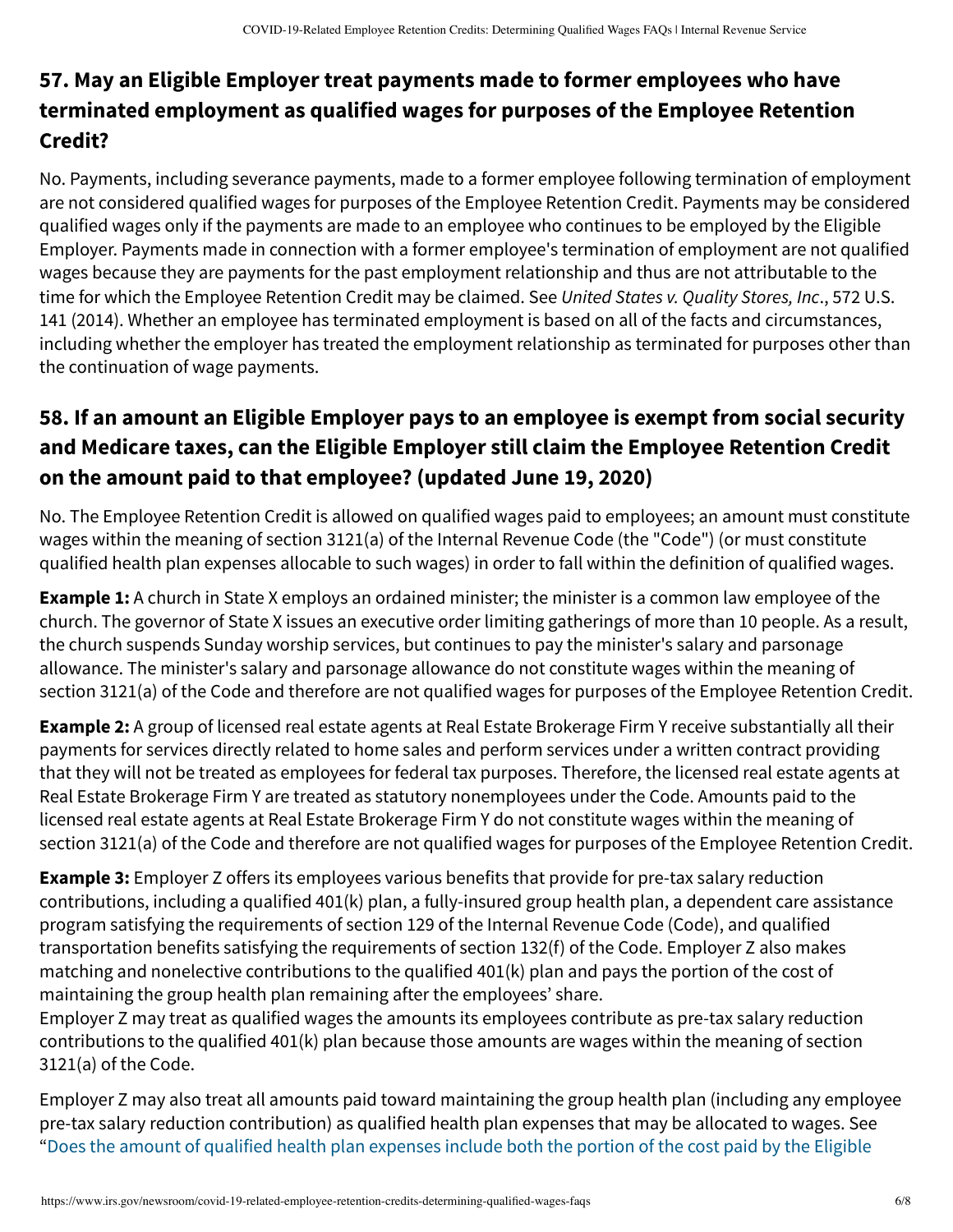## 57. May an Eligible Employer treat payments made to former employees who have terminated employment as qualified wages for purposes of the Employee Retention Credit?

No. Payments, including severance payments, made to a former employee following termination of employment are not considered qualified wages for purposes of the Employee Retention Credit. Payments may be considered qualified wages only if the payments are made to an employee who continues to be employed by the Eligible Employer. Payments made in connection with a former employee's termination of employment are not qualified wages because they are payments for the past employment relationship and thus are not attributable to the time for which the Employee Retention Credit may be claimed. See *United States v. Quality Stores, Inc*., 572 U.S. 141 (2014). Whether an employee has terminated employment is based on all of the facts and circumstances, including whether the employer has treated the employment relationship as terminated for purposes other than the continuation of wage payments.

## 58. If an amount an Eligible Employer pays to an employee is exempt from social security and Medicare taxes, can the Eligible Employer still claim the Employee Retention Credit on the amount paid to that employee? (updated June 19, 2020)

No. The Employee Retention Credit is allowed on qualified wages paid to employees; an amount must constitute wages within the meaning of section 3121(a) of the Internal Revenue Code (the "Code") (or must constitute qualified health plan expenses allocable to such wages) in order to fall within the definition of qualified wages.

**Example 1:** A church in State X employs an ordained minister; the minister is a common law employee of the church. The governor of State X issues an executive order limiting gatherings of more than 10 people. As a result, the church suspends Sunday worship services, but continues to pay the minister's salary and parsonage allowance. The minister's salary and parsonage allowance do not constitute wages within the meaning of section 3121(a) of the Code and therefore are not qualified wages for purposes of the Employee Retention Credit.

**Example 2:** A group of licensed real estate agents at Real Estate Brokerage Firm Y receive substantially all their payments for services directly related to home sales and perform services under a written contract providing that they will not be treated as employees for federal tax purposes. Therefore, the licensed real estate agents at Real Estate Brokerage Firm Y are treated as statutory nonemployees under the Code. Amounts paid to the licensed real estate agents at Real Estate Brokerage Firm Y do not constitute wages within the meaning of section 3121(a) of the Code and therefore are not qualified wages for purposes of the Employee Retention Credit.

**Example 3:** Employer Z offers its employees various benefits that provide for pre-tax salary reduction contributions, including a qualified 401(k) plan, a fully-insured group health plan, a dependent care assistance program satisfying the requirements of section 129 of the Internal Revenue Code (Code), and qualified transportation benefits satisfying the requirements of section 132(f) of the Code. Employer Z also makes matching and nonelective contributions to the qualified 401(k) plan and pays the portion of the cost of maintaining the group health plan remaining after the employees' share.
Employer Z may treat as qualified wages the amounts its employees contribute as pre-tax salary reduction contributions to the qualified 401(k) plan because those amounts are wages within the meaning of section 3121(a) of the Code.

Employer Z may also treat all amounts paid toward maintaining the group health plan (including any employee pre-tax salary reduction contribution) as qualified health plan expenses that may be allocated to wages. See "Does the amount of qualified health plan expenses include both the portion of the cost paid by the Eligible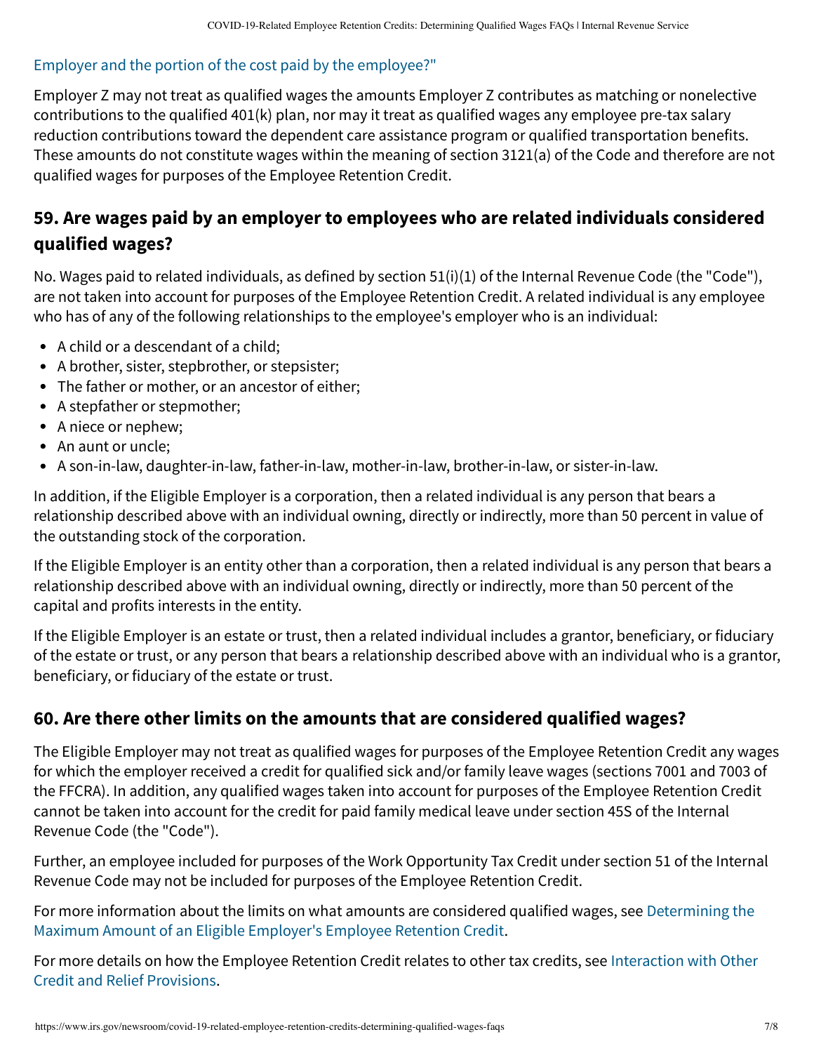Employer and the portion of the cost paid by the employee?"

Employer Z may not treat as qualified wages the amounts Employer Z contributes as matching or nonelective contributions to the qualified 401(k) plan, nor may it treat as qualified wages any employee pre-tax salary reduction contributions toward the dependent care assistance program or qualified transportation benefits. These amounts do not constitute wages within the meaning of section 3121(a) of the Code and therefore are not qualified wages for purposes of the Employee Retention Credit.

## 59. Are wages paid by an employer to employees who are related individuals considered qualified wages?

No. Wages paid to related individuals, as defined by section 51(i)(1) of the Internal Revenue Code (the "Code"), are not taken into account for purposes of the Employee Retention Credit. A related individual is any employee who has of any of the following relationships to the employee's employer who is an individual:

- A child or a descendant of a child;
- A brother, sister, stepbrother, or stepsister;
- The father or mother, or an ancestor of either;
- A stepfather or stepmother;
- A niece or nephew;
- An aunt or uncle;
- A son-in-law, daughter-in-law, father-in-law, mother-in-law, brother-in-law, or sister-in-law.

In addition, if the Eligible Employer is a corporation, then a related individual is any person that bears a relationship described above with an individual owning, directly or indirectly, more than 50 percent in value of the outstanding stock of the corporation.

If the Eligible Employer is an entity other than a corporation, then a related individual is any person that bears a relationship described above with an individual owning, directly or indirectly, more than 50 percent of the capital and profits interests in the entity.

If the Eligible Employer is an estate or trust, then a related individual includes a grantor, beneficiary, or fiduciary of the estate or trust, or any person that bears a relationship described above with an individual who is a grantor, beneficiary, or fiduciary of the estate or trust.

## 60. Are there other limits on the amounts that are considered qualified wages?

The Eligible Employer may not treat as qualified wages for purposes of the Employee Retention Credit any wages for which the employer received a credit for qualified sick and/or family leave wages (sections 7001 and 7003 of the FFCRA). In addition, any qualified wages taken into account for purposes of the Employee Retention Credit cannot be taken into account for the credit for paid family medical leave under section 45S of the Internal Revenue Code (the "Code").

Further, an employee included for purposes of the Work Opportunity Tax Credit under section 51 of the Internal Revenue Code may not be included for purposes of the Employee Retention Credit.

For more information about the limits on what amounts are considered qualified wages, see Determining the Maximum Amount of an Eligible Employer's Employee Retention Credit.

For more details on how the Employee Retention Credit relates to other tax credits, see Interaction with Other Credit and Relief Provisions.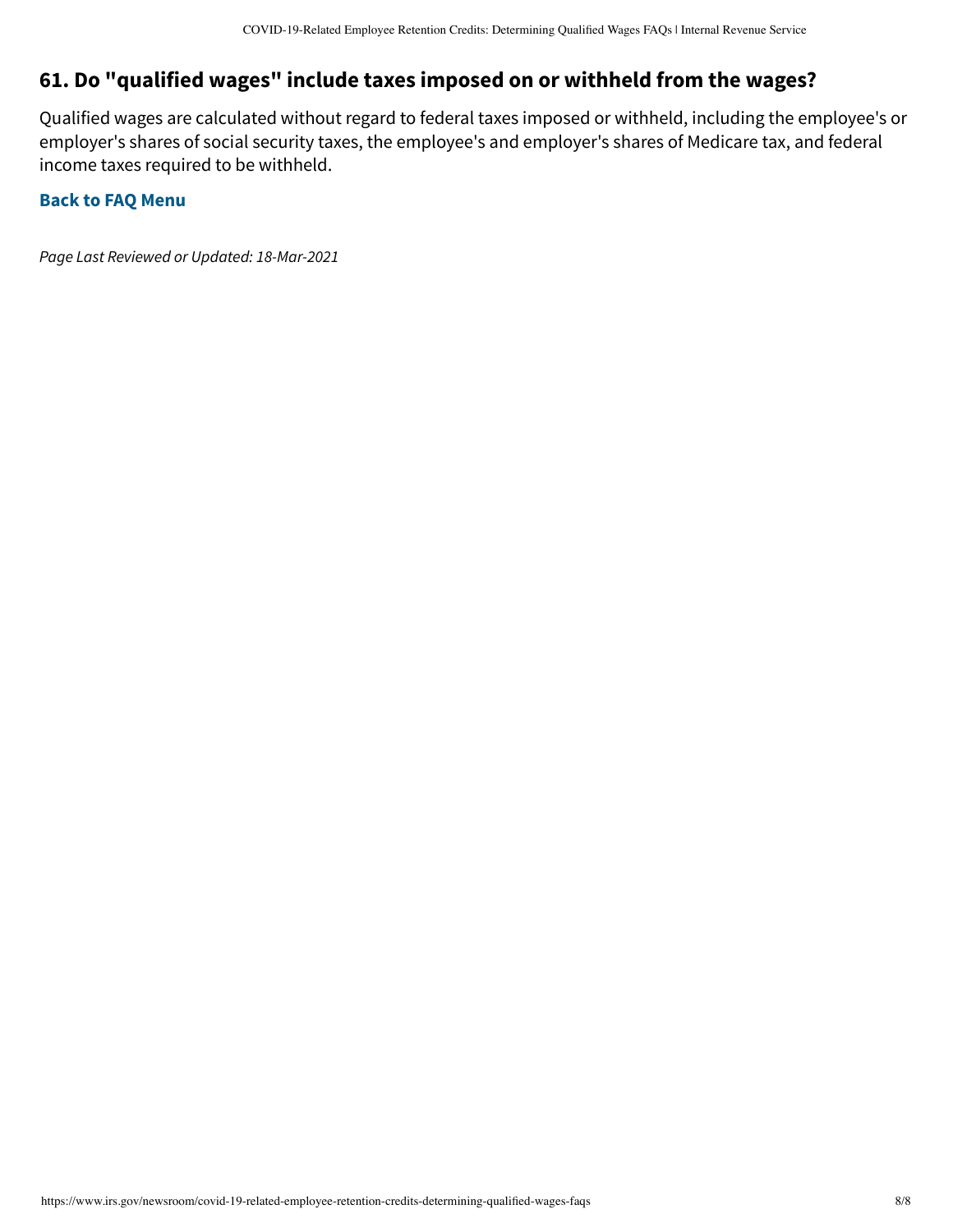## 61. Do "qualified wages" include taxes imposed on or withheld from the wages?

Qualified wages are calculated without regard to federal taxes imposed or withheld, including the employee's or employer's shares of social security taxes, the employee's and employer's shares of Medicare tax, and federal income taxes required to be withheld.

**Back to FAQ Menu**

*Page Last Reviewed or Updated: 18-Mar-2021*